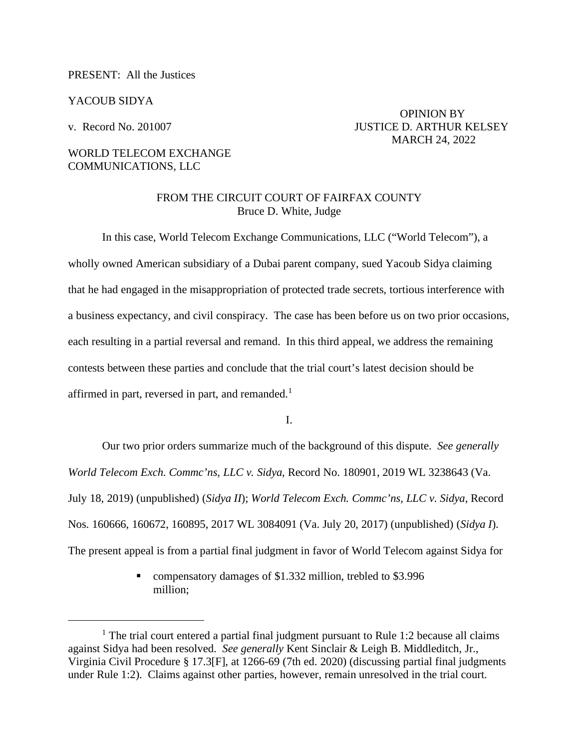PRESENT: All the Justices

YACOUB SIDYA

v. Record No. 201007

WORLD TELECOM EXCHANGE COMMUNICATIONS, LLC

OPINION BY JUSTICE D. ARTHUR KELSEY
MARCH 24, 2022

FROM THE CIRCUIT COURT OF FAIRFAX COUNTY
Bruce D. White, Judge

In this case, World Telecom Exchange Communications, LLC ("World Telecom"), a wholly owned American subsidiary of a Dubai parent company, sued Yacoub Sidya claiming that he had engaged in the misappropriation of protected trade secrets, tortious interference with a business expectancy, and civil conspiracy. The case has been before us on two prior occasions, each resulting in a partial reversal and remand. In this third appeal, we address the remaining contests between these parties and conclude that the trial court's latest decision should be affirmed in part, reversed in part, and remanded.[1]

I.

Our two prior orders summarize much of the background of this dispute. *See generally World Telecom Exch. Commc'ns, LLC v. Sidya*, Record No. 180901, 2019 WL 3238643 (Va. July 18, 2019) (unpublished) (*Sidya II*); *World Telecom Exch. Commc'ns, LLC v. Sidya*, Record Nos. 160666, 160672, 160895, 2017 WL 3084091 (Va. July 20, 2017) (unpublished) (*Sidya I*). The present appeal is from a partial final judgment in favor of World Telecom against Sidya for

- compensatory damages of $1.332 million, trebled to $3.996 million;

[1] The trial court entered a partial final judgment pursuant to Rule 1:2 because all claims against Sidya had been resolved. *See generally* Kent Sinclair & Leigh B. Middleditch, Jr., Virginia Civil Procedure § 17.3[F], at 1266-69 (7th ed. 2020) (discussing partial final judgments under Rule 1:2). Claims against other parties, however, remain unresolved in the trial court.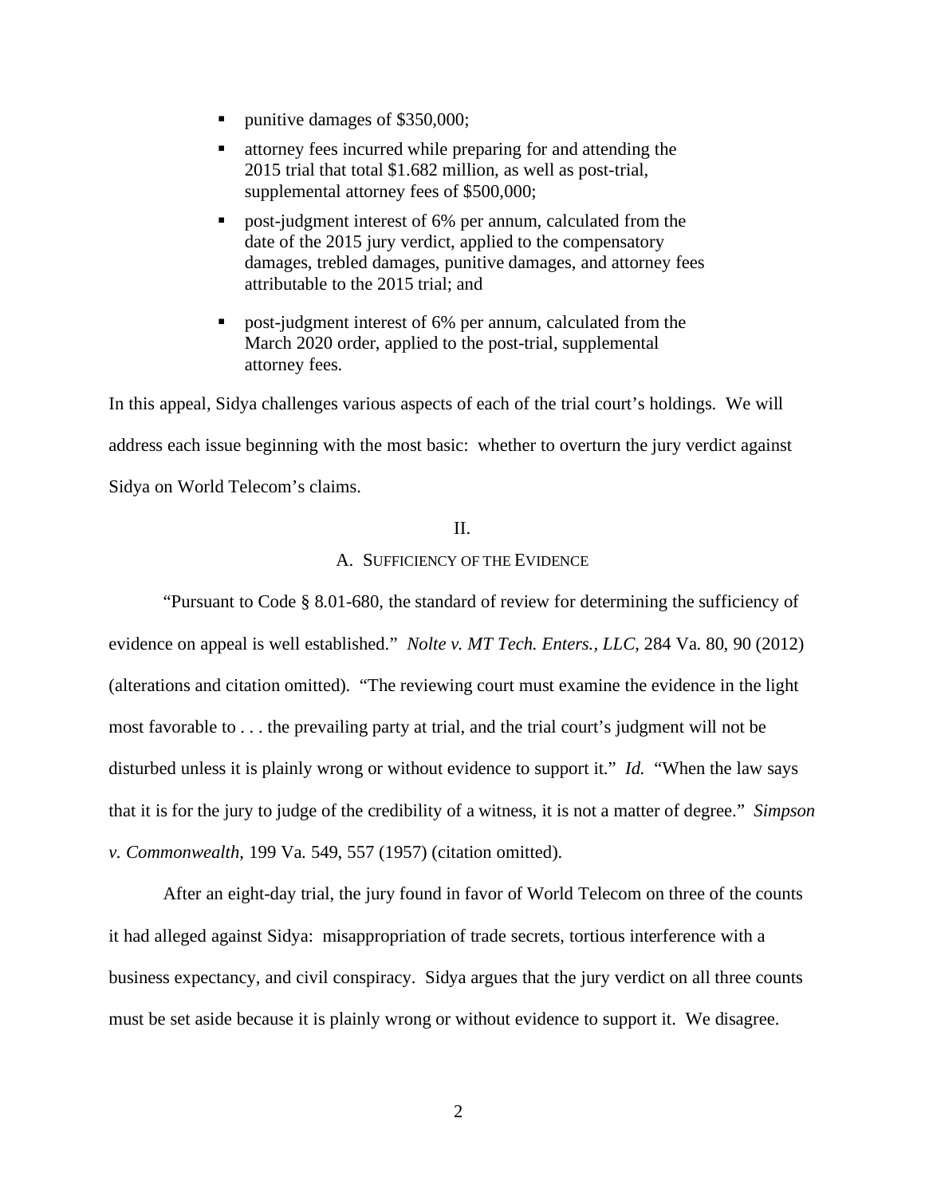- punitive damages of $350,000;
- attorney fees incurred while preparing for and attending the 2015 trial that total $1.682 million, as well as post-trial, supplemental attorney fees of $500,000;
- post-judgment interest of 6% per annum, calculated from the date of the 2015 jury verdict, applied to the compensatory damages, trebled damages, punitive damages, and attorney fees attributable to the 2015 trial; and
- post-judgment interest of 6% per annum, calculated from the March 2020 order, applied to the post-trial, supplemental attorney fees.

In this appeal, Sidya challenges various aspects of each of the trial court's holdings. We will address each issue beginning with the most basic: whether to overturn the jury verdict against Sidya on World Telecom's claims.

## II.

### A. Sufficiency of the Evidence

"Pursuant to Code § 8.01-680, the standard of review for determining the sufficiency of evidence on appeal is well established." *Nolte v. MT Tech. Enters., LLC*, 284 Va. 80, 90 (2012) (alterations and citation omitted). "The reviewing court must examine the evidence in the light most favorable to . . . the prevailing party at trial, and the trial court's judgment will not be disturbed unless it is plainly wrong or without evidence to support it." *Id.* "When the law says that it is for the jury to judge of the credibility of a witness, it is not a matter of degree." *Simpson v. Commonwealth*, 199 Va. 549, 557 (1957) (citation omitted).

After an eight-day trial, the jury found in favor of World Telecom on three of the counts it had alleged against Sidya: misappropriation of trade secrets, tortious interference with a business expectancy, and civil conspiracy. Sidya argues that the jury verdict on all three counts must be set aside because it is plainly wrong or without evidence to support it. We disagree.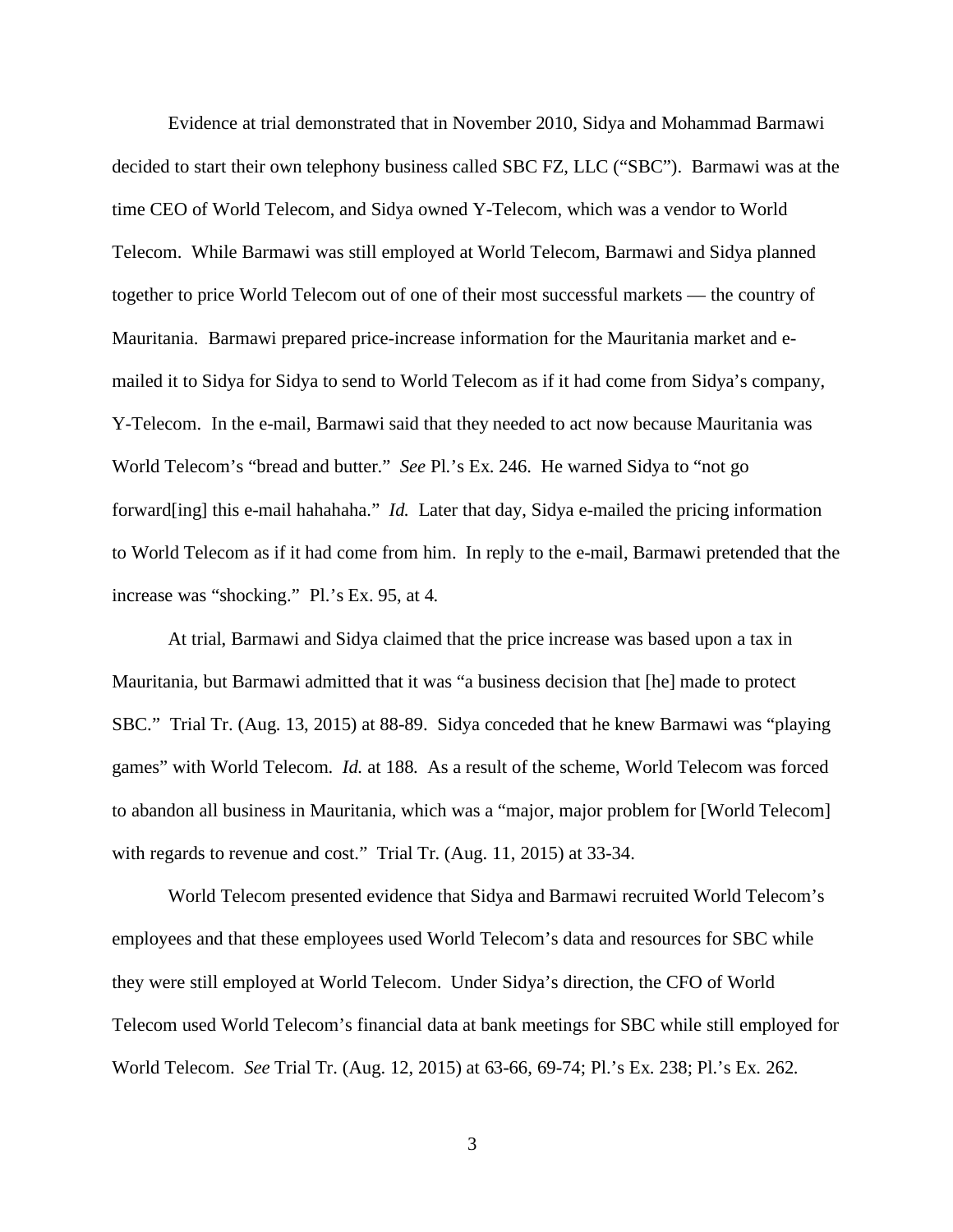Evidence at trial demonstrated that in November 2010, Sidya and Mohammad Barmawi decided to start their own telephony business called SBC FZ, LLC ("SBC"). Barmawi was at the time CEO of World Telecom, and Sidya owned Y-Telecom, which was a vendor to World Telecom. While Barmawi was still employed at World Telecom, Barmawi and Sidya planned together to price World Telecom out of one of their most successful markets — the country of Mauritania. Barmawi prepared price-increase information for the Mauritania market and e-mailed it to Sidya for Sidya to send to World Telecom as if it had come from Sidya's company, Y-Telecom. In the e-mail, Barmawi said that they needed to act now because Mauritania was World Telecom's "bread and butter." *See* Pl.'s Ex. 246. He warned Sidya to "not go forward[ing] this e-mail hahahaha." *Id.* Later that day, Sidya e-mailed the pricing information to World Telecom as if it had come from him. In reply to the e-mail, Barmawi pretended that the increase was "shocking." Pl.'s Ex. 95, at 4.

At trial, Barmawi and Sidya claimed that the price increase was based upon a tax in Mauritania, but Barmawi admitted that it was "a business decision that [he] made to protect SBC." Trial Tr. (Aug. 13, 2015) at 88-89. Sidya conceded that he knew Barmawi was "playing games" with World Telecom. *Id.* at 188. As a result of the scheme, World Telecom was forced to abandon all business in Mauritania, which was a "major, major problem for [World Telecom] with regards to revenue and cost." Trial Tr. (Aug. 11, 2015) at 33-34.

World Telecom presented evidence that Sidya and Barmawi recruited World Telecom's employees and that these employees used World Telecom's data and resources for SBC while they were still employed at World Telecom. Under Sidya's direction, the CFO of World Telecom used World Telecom's financial data at bank meetings for SBC while still employed for World Telecom. *See* Trial Tr. (Aug. 12, 2015) at 63-66, 69-74; Pl.'s Ex. 238; Pl.'s Ex. 262.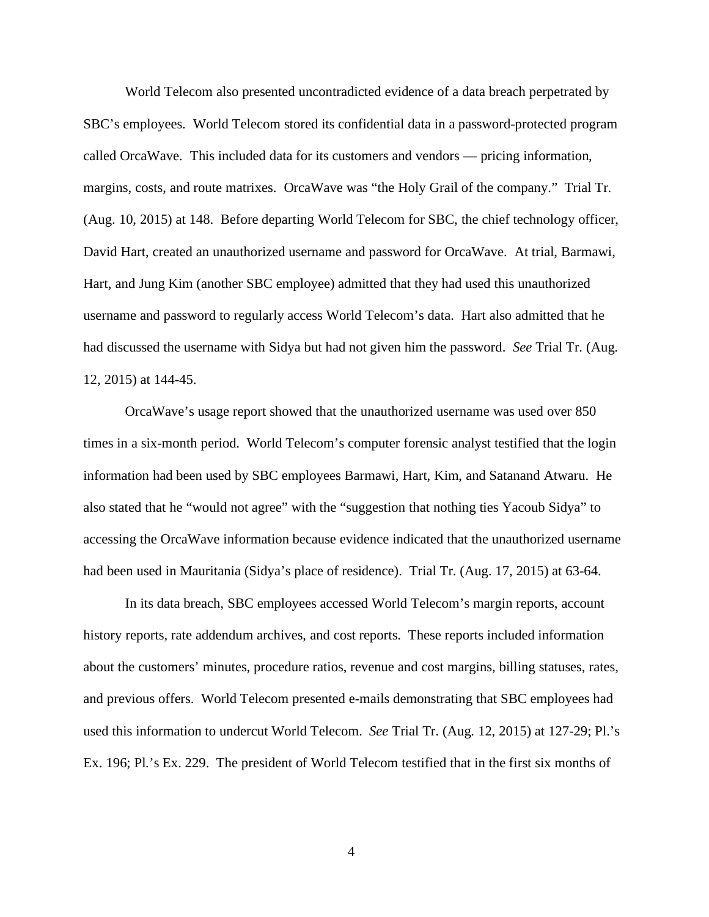World Telecom also presented uncontradicted evidence of a data breach perpetrated by SBC's employees. World Telecom stored its confidential data in a password-protected program called OrcaWave. This included data for its customers and vendors — pricing information, margins, costs, and route matrixes. OrcaWave was "the Holy Grail of the company." Trial Tr. (Aug. 10, 2015) at 148. Before departing World Telecom for SBC, the chief technology officer, David Hart, created an unauthorized username and password for OrcaWave. At trial, Barmawi, Hart, and Jung Kim (another SBC employee) admitted that they had used this unauthorized username and password to regularly access World Telecom's data. Hart also admitted that he had discussed the username with Sidya but had not given him the password. *See* Trial Tr. (Aug. 12, 2015) at 144-45.

OrcaWave's usage report showed that the unauthorized username was used over 850 times in a six-month period. World Telecom's computer forensic analyst testified that the login information had been used by SBC employees Barmawi, Hart, Kim, and Satanand Atwaru. He also stated that he "would not agree" with the "suggestion that nothing ties Yacoub Sidya" to accessing the OrcaWave information because evidence indicated that the unauthorized username had been used in Mauritania (Sidya's place of residence). Trial Tr. (Aug. 17, 2015) at 63-64.

In its data breach, SBC employees accessed World Telecom's margin reports, account history reports, rate addendum archives, and cost reports. These reports included information about the customers' minutes, procedure ratios, revenue and cost margins, billing statuses, rates, and previous offers. World Telecom presented e-mails demonstrating that SBC employees had used this information to undercut World Telecom. *See* Trial Tr. (Aug. 12, 2015) at 127-29; Pl.'s Ex. 196; Pl.'s Ex. 229. The president of World Telecom testified that in the first six months of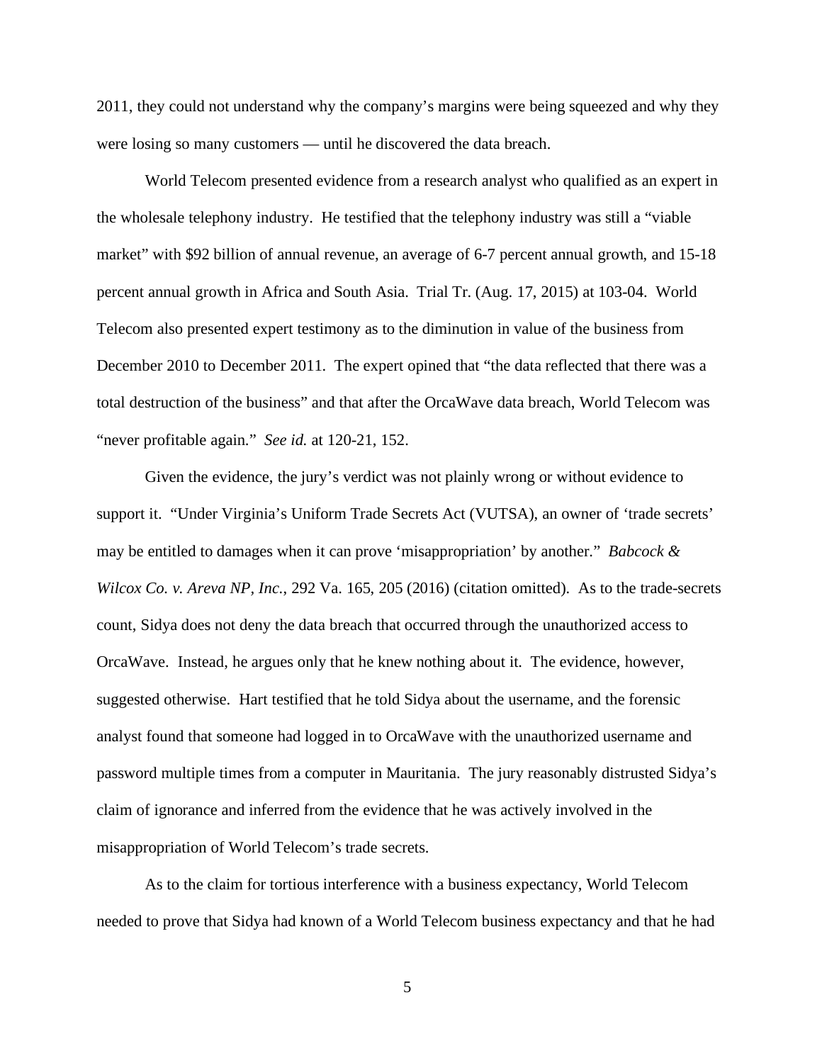2011, they could not understand why the company's margins were being squeezed and why they were losing so many customers — until he discovered the data breach.

World Telecom presented evidence from a research analyst who qualified as an expert in the wholesale telephony industry. He testified that the telephony industry was still a "viable market" with $92 billion of annual revenue, an average of 6-7 percent annual growth, and 15-18 percent annual growth in Africa and South Asia. Trial Tr. (Aug. 17, 2015) at 103-04. World Telecom also presented expert testimony as to the diminution in value of the business from December 2010 to December 2011. The expert opined that "the data reflected that there was a total destruction of the business" and that after the OrcaWave data breach, World Telecom was "never profitable again." *See id.* at 120-21, 152.

Given the evidence, the jury's verdict was not plainly wrong or without evidence to support it. "Under Virginia's Uniform Trade Secrets Act (VUTSA), an owner of 'trade secrets' may be entitled to damages when it can prove 'misappropriation' by another." *Babcock & Wilcox Co. v. Areva NP, Inc.*, 292 Va. 165, 205 (2016) (citation omitted). As to the trade-secrets count, Sidya does not deny the data breach that occurred through the unauthorized access to OrcaWave. Instead, he argues only that he knew nothing about it. The evidence, however, suggested otherwise. Hart testified that he told Sidya about the username, and the forensic analyst found that someone had logged in to OrcaWave with the unauthorized username and password multiple times from a computer in Mauritania. The jury reasonably distrusted Sidya's claim of ignorance and inferred from the evidence that he was actively involved in the misappropriation of World Telecom's trade secrets.

As to the claim for tortious interference with a business expectancy, World Telecom needed to prove that Sidya had known of a World Telecom business expectancy and that he had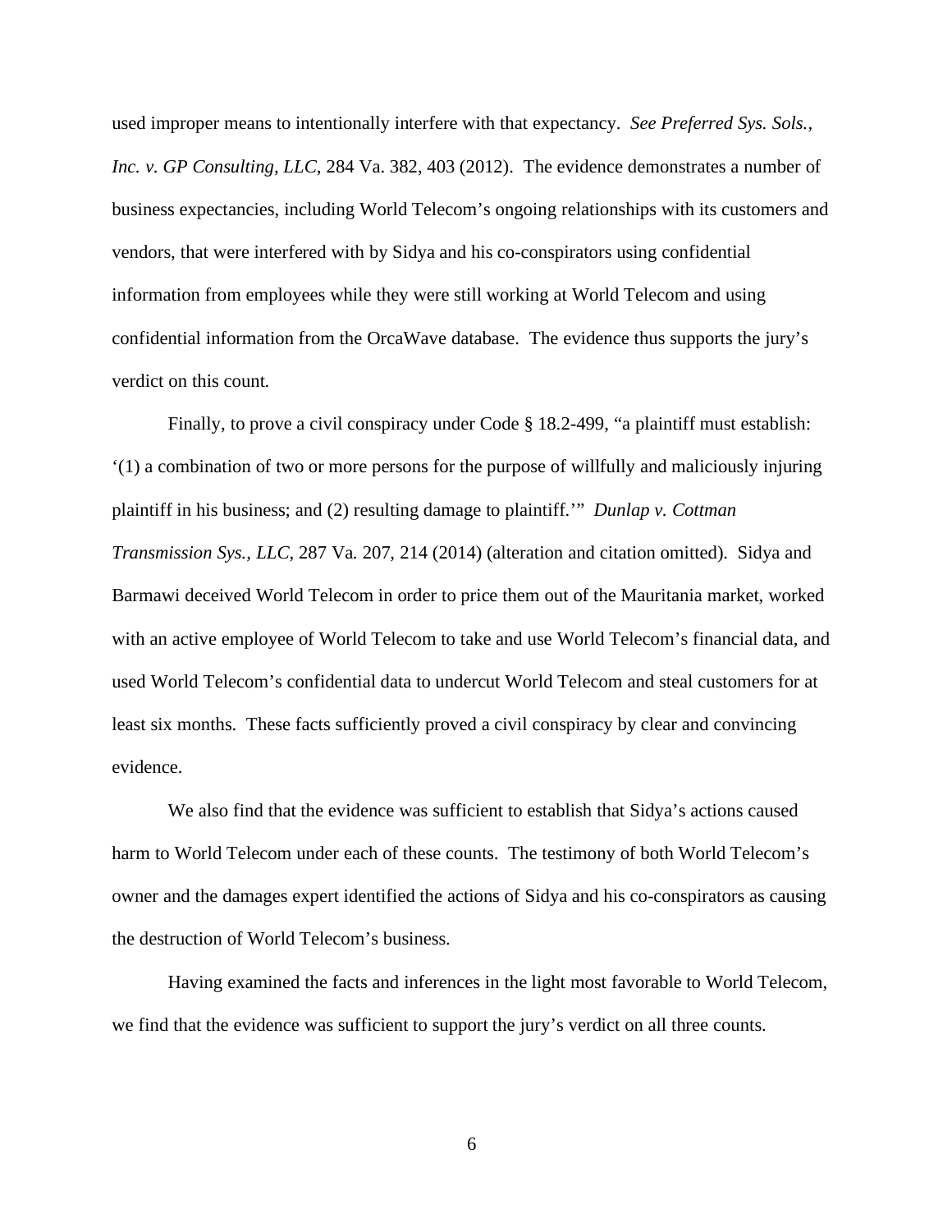used improper means to intentionally interfere with that expectancy. *See Preferred Sys. Sols., Inc. v. GP Consulting, LLC*, 284 Va. 382, 403 (2012). The evidence demonstrates a number of business expectancies, including World Telecom's ongoing relationships with its customers and vendors, that were interfered with by Sidya and his co-conspirators using confidential information from employees while they were still working at World Telecom and using confidential information from the OrcaWave database. The evidence thus supports the jury's verdict on this count.

Finally, to prove a civil conspiracy under Code § 18.2-499, "a plaintiff must establish: '(1) a combination of two or more persons for the purpose of willfully and maliciously injuring plaintiff in his business; and (2) resulting damage to plaintiff.'" *Dunlap v. Cottman Transmission Sys., LLC*, 287 Va. 207, 214 (2014) (alteration and citation omitted). Sidya and Barmawi deceived World Telecom in order to price them out of the Mauritania market, worked with an active employee of World Telecom to take and use World Telecom's financial data, and used World Telecom's confidential data to undercut World Telecom and steal customers for at least six months. These facts sufficiently proved a civil conspiracy by clear and convincing evidence.

We also find that the evidence was sufficient to establish that Sidya's actions caused harm to World Telecom under each of these counts. The testimony of both World Telecom's owner and the damages expert identified the actions of Sidya and his co-conspirators as causing the destruction of World Telecom's business.

Having examined the facts and inferences in the light most favorable to World Telecom, we find that the evidence was sufficient to support the jury's verdict on all three counts.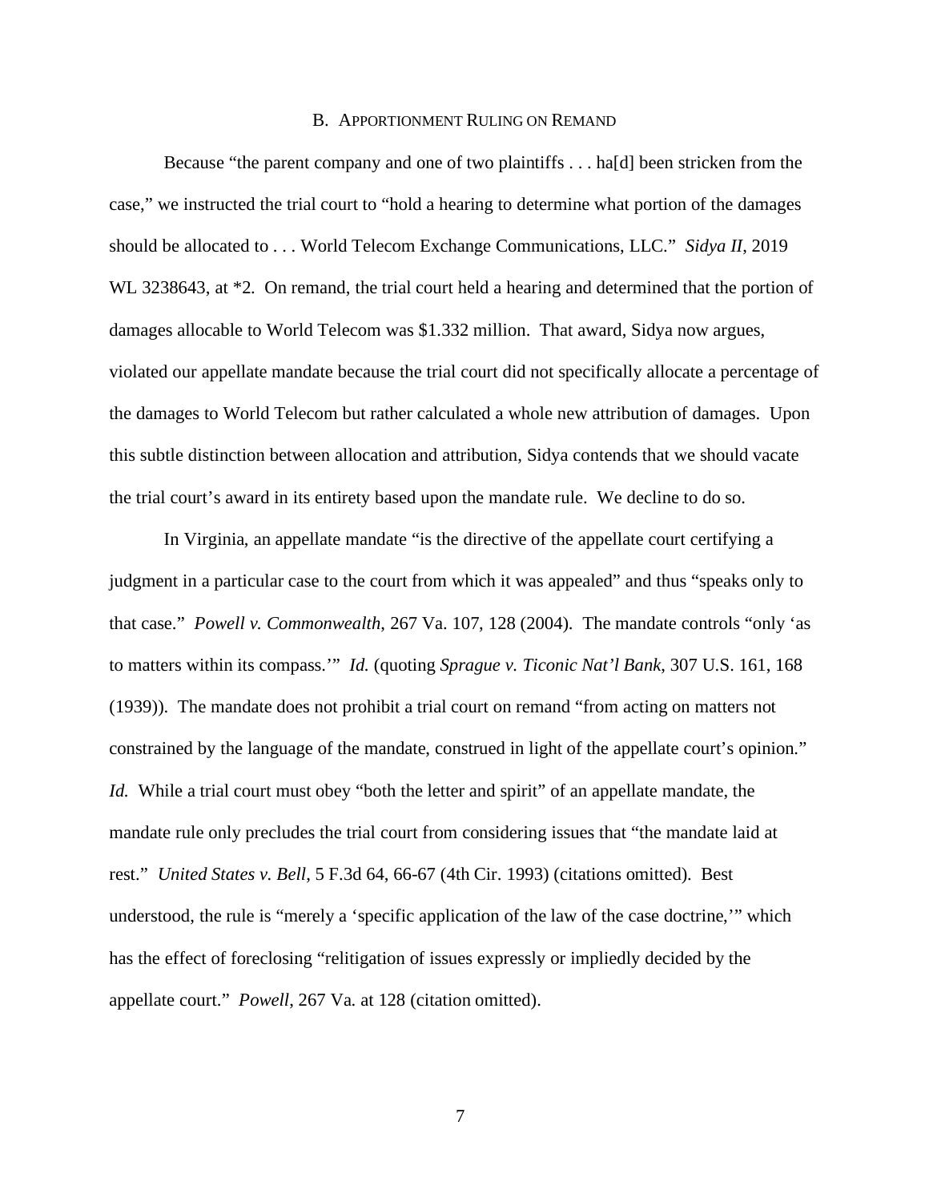### B. Apportionment Ruling on Remand

Because "the parent company and one of two plaintiffs . . . ha[d] been stricken from the case," we instructed the trial court to "hold a hearing to determine what portion of the damages should be allocated to . . . World Telecom Exchange Communications, LLC." *Sidya II*, 2019 WL 3238643, at *2. On remand, the trial court held a hearing and determined that the portion of damages allocable to World Telecom was $1.332 million. That award, Sidya now argues, violated our appellate mandate because the trial court did not specifically allocate a percentage of the damages to World Telecom but rather calculated a whole new attribution of damages. Upon this subtle distinction between allocation and attribution, Sidya contends that we should vacate the trial court's award in its entirety based upon the mandate rule. We decline to do so.

In Virginia, an appellate mandate "is the directive of the appellate court certifying a judgment in a particular case to the court from which it was appealed" and thus "speaks only to that case." *Powell v. Commonwealth*, 267 Va. 107, 128 (2004). The mandate controls "only 'as to matters within its compass.'" *Id.* (quoting *Sprague v. Ticonic Nat'l Bank*, 307 U.S. 161, 168 (1939)). The mandate does not prohibit a trial court on remand "from acting on matters not constrained by the language of the mandate, construed in light of the appellate court's opinion." *Id.* While a trial court must obey "both the letter and spirit" of an appellate mandate, the mandate rule only precludes the trial court from considering issues that "the mandate laid at rest." *United States v. Bell*, 5 F.3d 64, 66-67 (4th Cir. 1993) (citations omitted). Best understood, the rule is "merely a 'specific application of the law of the case doctrine,'" which has the effect of foreclosing "relitigation of issues expressly or impliedly decided by the appellate court." *Powell*, 267 Va. at 128 (citation omitted).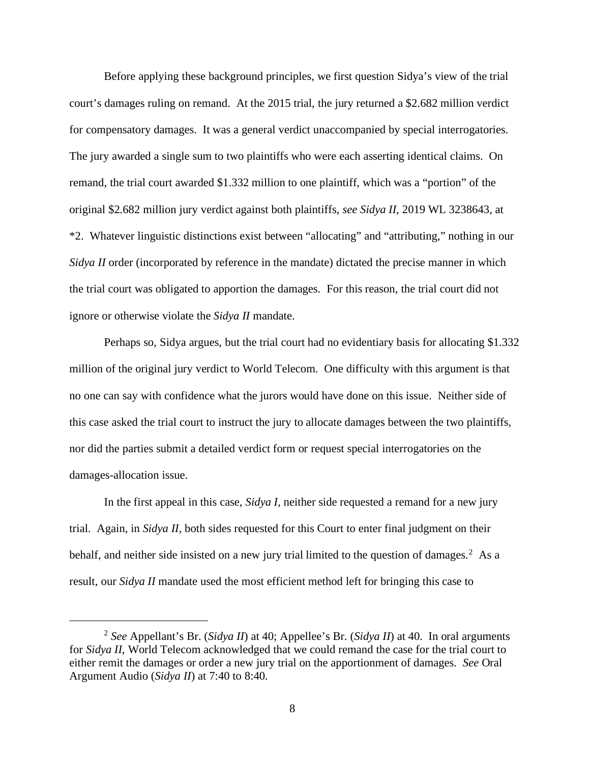Before applying these background principles, we first question Sidya's view of the trial court's damages ruling on remand. At the 2015 trial, the jury returned a $2.682 million verdict for compensatory damages. It was a general verdict unaccompanied by special interrogatories. The jury awarded a single sum to two plaintiffs who were each asserting identical claims. On remand, the trial court awarded $1.332 million to one plaintiff, which was a "portion" of the original $2.682 million jury verdict against both plaintiffs, *see Sidya II*, 2019 WL 3238643, at *2. Whatever linguistic distinctions exist between "allocating" and "attributing," nothing in our *Sidya II* order (incorporated by reference in the mandate) dictated the precise manner in which the trial court was obligated to apportion the damages. For this reason, the trial court did not ignore or otherwise violate the *Sidya II* mandate.

Perhaps so, Sidya argues, but the trial court had no evidentiary basis for allocating $1.332 million of the original jury verdict to World Telecom. One difficulty with this argument is that no one can say with confidence what the jurors would have done on this issue. Neither side of this case asked the trial court to instruct the jury to allocate damages between the two plaintiffs, nor did the parties submit a detailed verdict form or request special interrogatories on the damages-allocation issue.

In the first appeal in this case, *Sidya I*, neither side requested a remand for a new jury trial. Again, in *Sidya II*, both sides requested for this Court to enter final judgment on their behalf, and neither side insisted on a new jury trial limited to the question of damages.[2] As a result, our *Sidya II* mandate used the most efficient method left for bringing this case to

---

[2] *See* Appellant's Br. (*Sidya II*) at 40; Appellee's Br. (*Sidya II*) at 40. In oral arguments for *Sidya II*, World Telecom acknowledged that we could remand the case for the trial court to either remit the damages or order a new jury trial on the apportionment of damages. *See* Oral Argument Audio (*Sidya II*) at 7:40 to 8:40.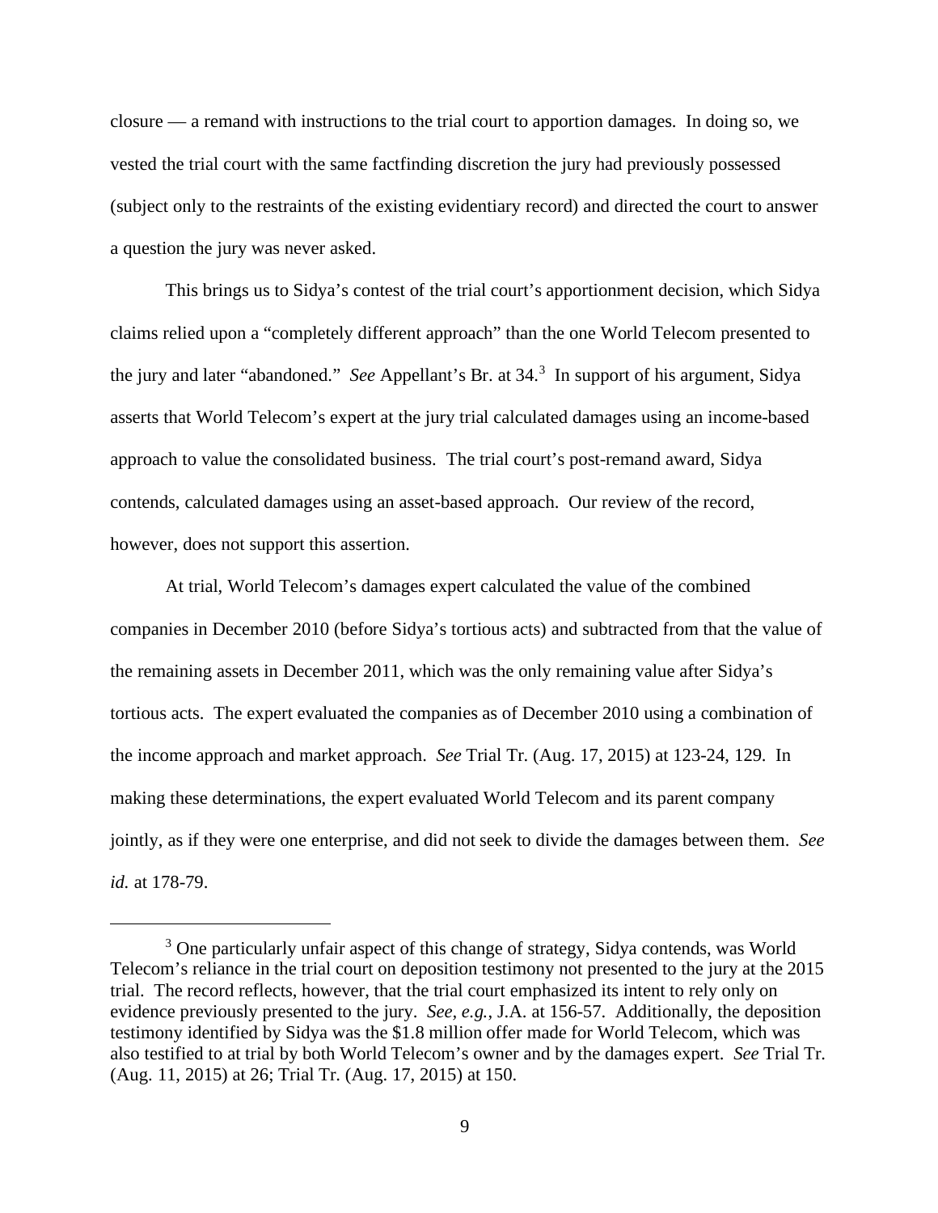closure — a remand with instructions to the trial court to apportion damages. In doing so, we vested the trial court with the same factfinding discretion the jury had previously possessed (subject only to the restraints of the existing evidentiary record) and directed the court to answer a question the jury was never asked.

This brings us to Sidya's contest of the trial court's apportionment decision, which Sidya claims relied upon a "completely different approach" than the one World Telecom presented to the jury and later "abandoned." *See* Appellant's Br. at 34.[3] In support of his argument, Sidya asserts that World Telecom's expert at the jury trial calculated damages using an income-based approach to value the consolidated business. The trial court's post-remand award, Sidya contends, calculated damages using an asset-based approach. Our review of the record, however, does not support this assertion.

At trial, World Telecom's damages expert calculated the value of the combined companies in December 2010 (before Sidya's tortious acts) and subtracted from that the value of the remaining assets in December 2011, which was the only remaining value after Sidya's tortious acts. The expert evaluated the companies as of December 2010 using a combination of the income approach and market approach. *See* Trial Tr. (Aug. 17, 2015) at 123-24, 129. In making these determinations, the expert evaluated World Telecom and its parent company jointly, as if they were one enterprise, and did not seek to divide the damages between them. *See id.* at 178-79.

---

[3] One particularly unfair aspect of this change of strategy, Sidya contends, was World Telecom's reliance in the trial court on deposition testimony not presented to the jury at the 2015 trial. The record reflects, however, that the trial court emphasized its intent to rely only on evidence previously presented to the jury. *See, e.g.*, J.A. at 156-57. Additionally, the deposition testimony identified by Sidya was the $1.8 million offer made for World Telecom, which was also testified to at trial by both World Telecom's owner and by the damages expert. *See* Trial Tr. (Aug. 11, 2015) at 26; Trial Tr. (Aug. 17, 2015) at 150.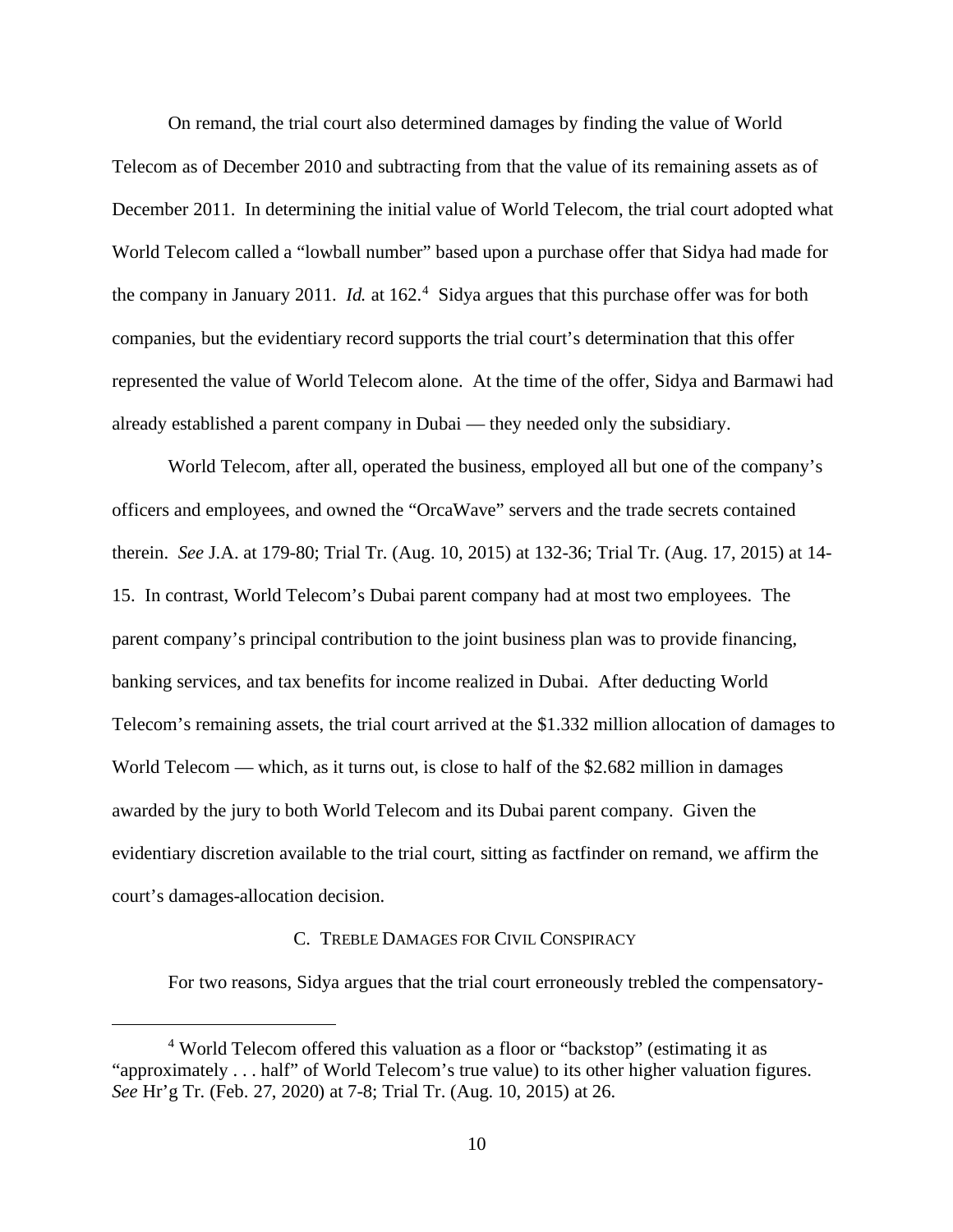On remand, the trial court also determined damages by finding the value of World Telecom as of December 2010 and subtracting from that the value of its remaining assets as of December 2011. In determining the initial value of World Telecom, the trial court adopted what World Telecom called a "lowball number" based upon a purchase offer that Sidya had made for the company in January 2011. *Id.* at 162.[4] Sidya argues that this purchase offer was for both companies, but the evidentiary record supports the trial court's determination that this offer represented the value of World Telecom alone. At the time of the offer, Sidya and Barmawi had already established a parent company in Dubai — they needed only the subsidiary.

World Telecom, after all, operated the business, employed all but one of the company's officers and employees, and owned the "OrcaWave" servers and the trade secrets contained therein. *See* J.A. at 179-80; Trial Tr. (Aug. 10, 2015) at 132-36; Trial Tr. (Aug. 17, 2015) at 14-15. In contrast, World Telecom's Dubai parent company had at most two employees. The parent company's principal contribution to the joint business plan was to provide financing, banking services, and tax benefits for income realized in Dubai. After deducting World Telecom's remaining assets, the trial court arrived at the $1.332 million allocation of damages to World Telecom — which, as it turns out, is close to half of the $2.682 million in damages awarded by the jury to both World Telecom and its Dubai parent company. Given the evidentiary discretion available to the trial court, sitting as factfinder on remand, we affirm the court's damages-allocation decision.

### C. Treble Damages for Civil Conspiracy

For two reasons, Sidya argues that the trial court erroneously trebled the compensatory-

[4] World Telecom offered this valuation as a floor or "backstop" (estimating it as "approximately . . . half" of World Telecom's true value) to its other higher valuation figures. *See* Hr'g Tr. (Feb. 27, 2020) at 7-8; Trial Tr. (Aug. 10, 2015) at 26.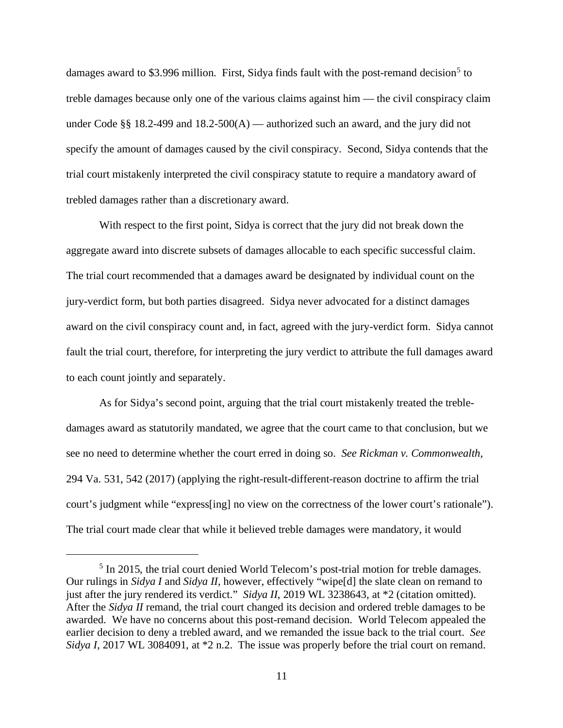damages award to $3.996 million. First, Sidya finds fault with the post-remand decision[5] to treble damages because only one of the various claims against him — the civil conspiracy claim under Code §§ 18.2-499 and 18.2-500(A) — authorized such an award, and the jury did not specify the amount of damages caused by the civil conspiracy. Second, Sidya contends that the trial court mistakenly interpreted the civil conspiracy statute to require a mandatory award of trebled damages rather than a discretionary award.

With respect to the first point, Sidya is correct that the jury did not break down the aggregate award into discrete subsets of damages allocable to each specific successful claim. The trial court recommended that a damages award be designated by individual count on the jury-verdict form, but both parties disagreed. Sidya never advocated for a distinct damages award on the civil conspiracy count and, in fact, agreed with the jury-verdict form. Sidya cannot fault the trial court, therefore, for interpreting the jury verdict to attribute the full damages award to each count jointly and separately.

As for Sidya's second point, arguing that the trial court mistakenly treated the treble-damages award as statutorily mandated, we agree that the court came to that conclusion, but we see no need to determine whether the court erred in doing so. *See Rickman v. Commonwealth*, 294 Va. 531, 542 (2017) (applying the right-result-different-reason doctrine to affirm the trial court's judgment while "express[ing] no view on the correctness of the lower court's rationale"). The trial court made clear that while it believed treble damages were mandatory, it would

---

[5] In 2015, the trial court denied World Telecom's post-trial motion for treble damages. Our rulings in *Sidya I* and *Sidya II*, however, effectively "wipe[d] the slate clean on remand to just after the jury rendered its verdict." *Sidya II*, 2019 WL 3238643, at *2 (citation omitted). After the *Sidya II* remand, the trial court changed its decision and ordered treble damages to be awarded. We have no concerns about this post-remand decision. World Telecom appealed the earlier decision to deny a trebled award, and we remanded the issue back to the trial court. *See Sidya I*, 2017 WL 3084091, at *2 n.2. The issue was properly before the trial court on remand.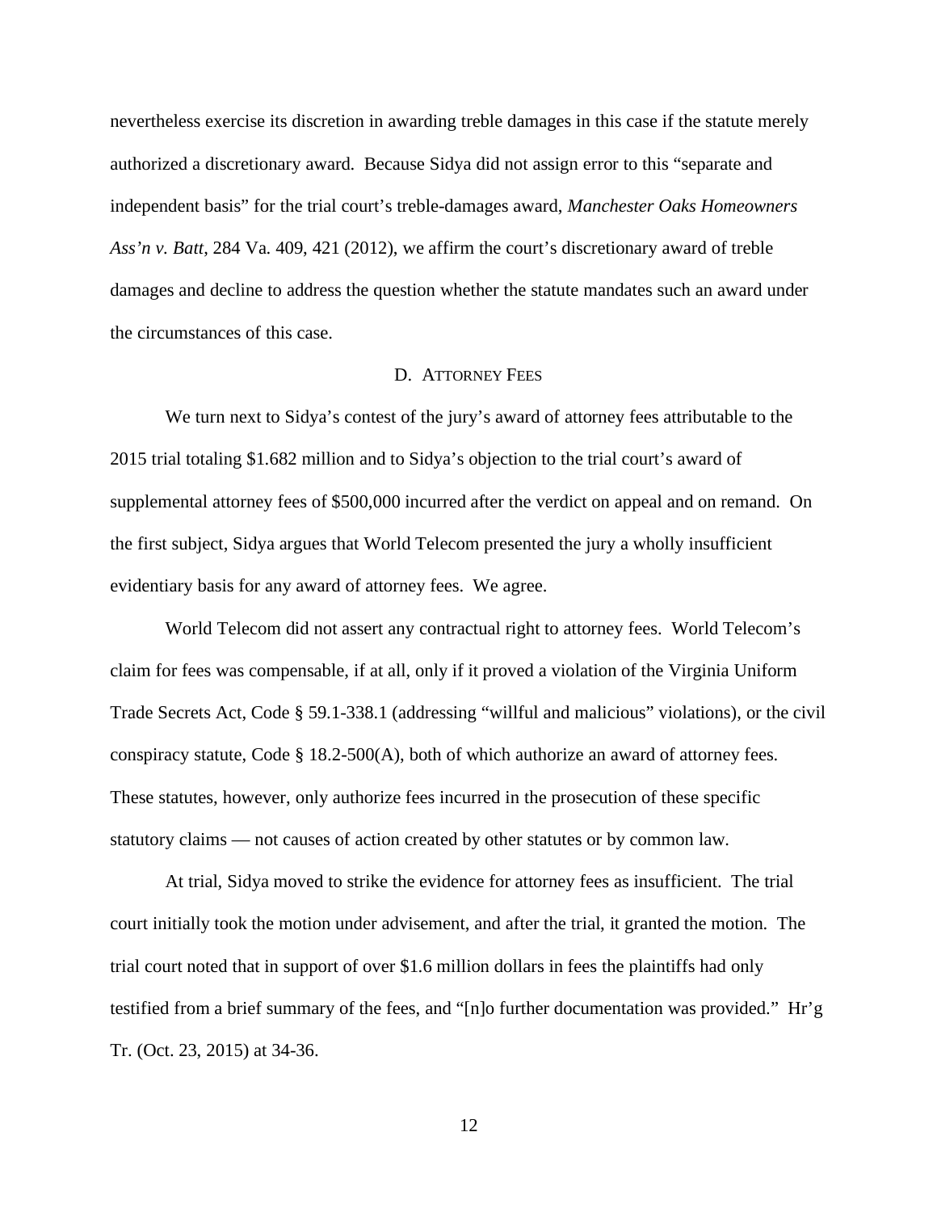nevertheless exercise its discretion in awarding treble damages in this case if the statute merely authorized a discretionary award. Because Sidya did not assign error to this "separate and independent basis" for the trial court's treble-damages award, *Manchester Oaks Homeowners Ass'n v. Batt*, 284 Va. 409, 421 (2012), we affirm the court's discretionary award of treble damages and decline to address the question whether the statute mandates such an award under the circumstances of this case.

### D. Attorney Fees

We turn next to Sidya's contest of the jury's award of attorney fees attributable to the 2015 trial totaling $1.682 million and to Sidya's objection to the trial court's award of supplemental attorney fees of $500,000 incurred after the verdict on appeal and on remand. On the first subject, Sidya argues that World Telecom presented the jury a wholly insufficient evidentiary basis for any award of attorney fees. We agree.

World Telecom did not assert any contractual right to attorney fees. World Telecom's claim for fees was compensable, if at all, only if it proved a violation of the Virginia Uniform Trade Secrets Act, Code § 59.1-338.1 (addressing "willful and malicious" violations), or the civil conspiracy statute, Code § 18.2-500(A), both of which authorize an award of attorney fees. These statutes, however, only authorize fees incurred in the prosecution of these specific statutory claims — not causes of action created by other statutes or by common law.

At trial, Sidya moved to strike the evidence for attorney fees as insufficient. The trial court initially took the motion under advisement, and after the trial, it granted the motion. The trial court noted that in support of over $1.6 million dollars in fees the plaintiffs had only testified from a brief summary of the fees, and "[n]o further documentation was provided." Hr'g Tr. (Oct. 23, 2015) at 34-36.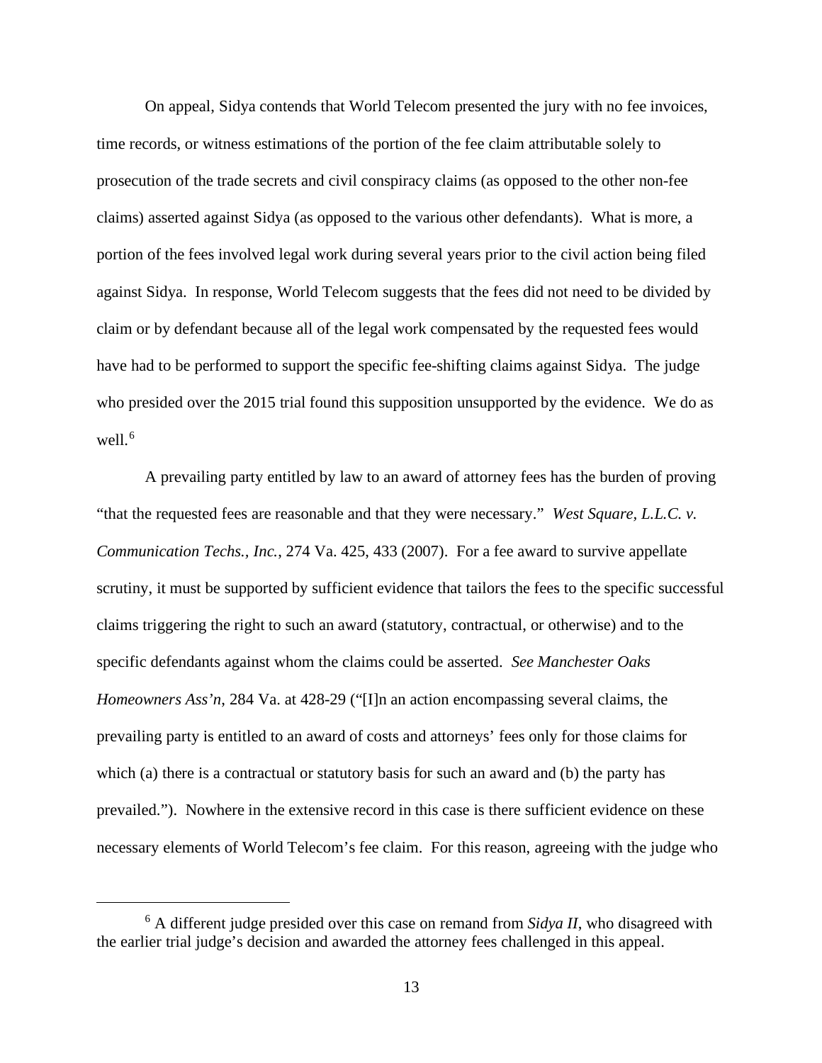On appeal, Sidya contends that World Telecom presented the jury with no fee invoices, time records, or witness estimations of the portion of the fee claim attributable solely to prosecution of the trade secrets and civil conspiracy claims (as opposed to the other non-fee claims) asserted against Sidya (as opposed to the various other defendants). What is more, a portion of the fees involved legal work during several years prior to the civil action being filed against Sidya. In response, World Telecom suggests that the fees did not need to be divided by claim or by defendant because all of the legal work compensated by the requested fees would have had to be performed to support the specific fee-shifting claims against Sidya. The judge who presided over the 2015 trial found this supposition unsupported by the evidence. We do as well.[6]

A prevailing party entitled by law to an award of attorney fees has the burden of proving "that the requested fees are reasonable and that they were necessary." *West Square, L.L.C. v. Communication Techs., Inc.*, 274 Va. 425, 433 (2007). For a fee award to survive appellate scrutiny, it must be supported by sufficient evidence that tailors the fees to the specific successful claims triggering the right to such an award (statutory, contractual, or otherwise) and to the specific defendants against whom the claims could be asserted. *See Manchester Oaks Homeowners Ass'n*, 284 Va. at 428-29 ("[I]n an action encompassing several claims, the prevailing party is entitled to an award of costs and attorneys' fees only for those claims for which (a) there is a contractual or statutory basis for such an award and (b) the party has prevailed."). Nowhere in the extensive record in this case is there sufficient evidence on these necessary elements of World Telecom's fee claim. For this reason, agreeing with the judge who

---

[6] A different judge presided over this case on remand from *Sidya II*, who disagreed with the earlier trial judge's decision and awarded the attorney fees challenged in this appeal.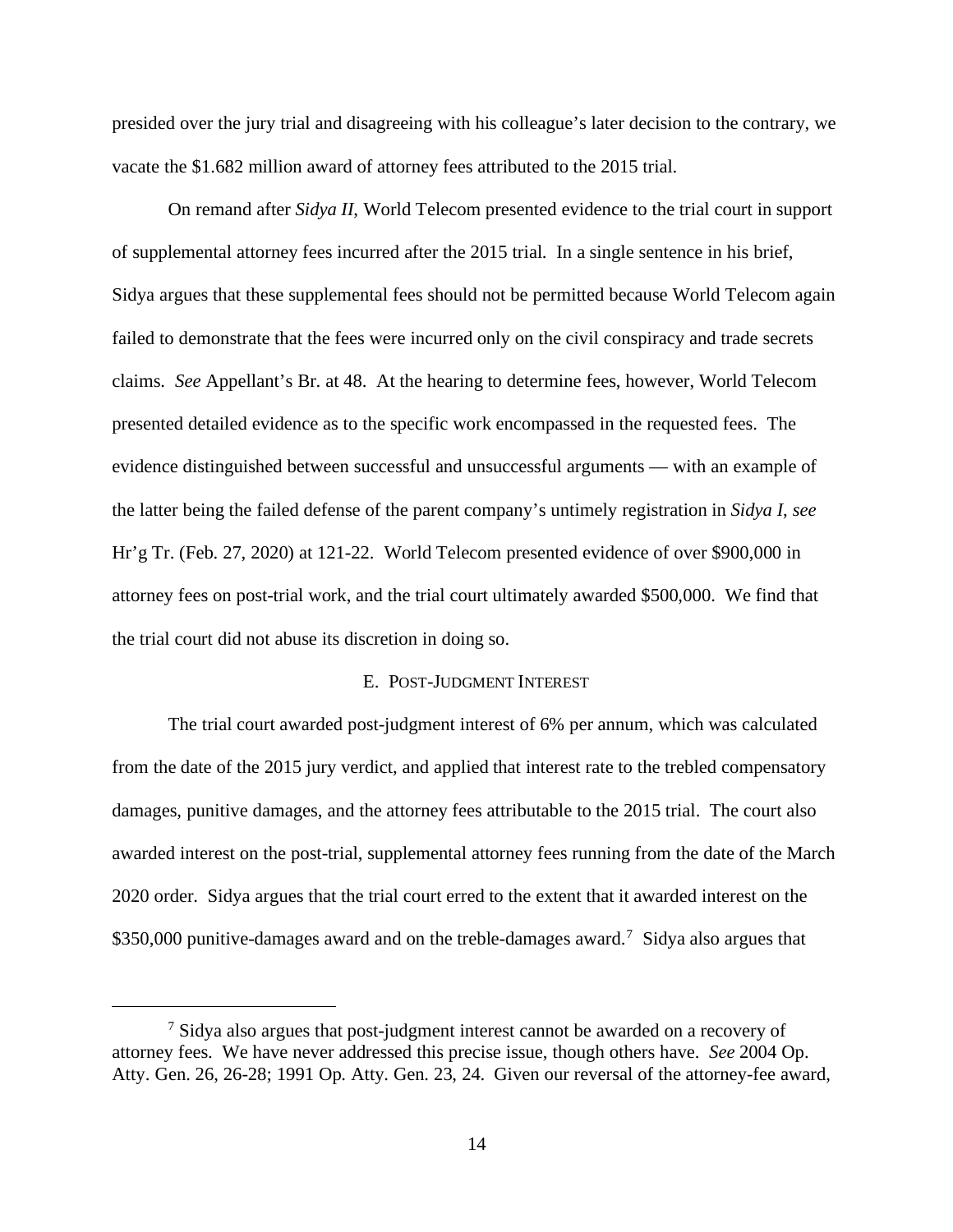presided over the jury trial and disagreeing with his colleague's later decision to the contrary, we vacate the $1.682 million award of attorney fees attributed to the 2015 trial.

On remand after *Sidya II*, World Telecom presented evidence to the trial court in support of supplemental attorney fees incurred after the 2015 trial. In a single sentence in his brief, Sidya argues that these supplemental fees should not be permitted because World Telecom again failed to demonstrate that the fees were incurred only on the civil conspiracy and trade secrets claims. *See* Appellant's Br. at 48. At the hearing to determine fees, however, World Telecom presented detailed evidence as to the specific work encompassed in the requested fees. The evidence distinguished between successful and unsuccessful arguments — with an example of the latter being the failed defense of the parent company's untimely registration in *Sidya I*, *see* Hr'g Tr. (Feb. 27, 2020) at 121-22. World Telecom presented evidence of over $900,000 in attorney fees on post-trial work, and the trial court ultimately awarded $500,000. We find that the trial court did not abuse its discretion in doing so.

### E. Post-Judgment Interest

The trial court awarded post-judgment interest of 6% per annum, which was calculated from the date of the 2015 jury verdict, and applied that interest rate to the trebled compensatory damages, punitive damages, and the attorney fees attributable to the 2015 trial. The court also awarded interest on the post-trial, supplemental attorney fees running from the date of the March 2020 order. Sidya argues that the trial court erred to the extent that it awarded interest on the $350,000 punitive-damages award and on the treble-damages award.[7] Sidya also argues that

---

[7] Sidya also argues that post-judgment interest cannot be awarded on a recovery of attorney fees. We have never addressed this precise issue, though others have. *See* 2004 Op. Atty. Gen. 26, 26-28; 1991 Op. Atty. Gen. 23, 24. Given our reversal of the attorney-fee award,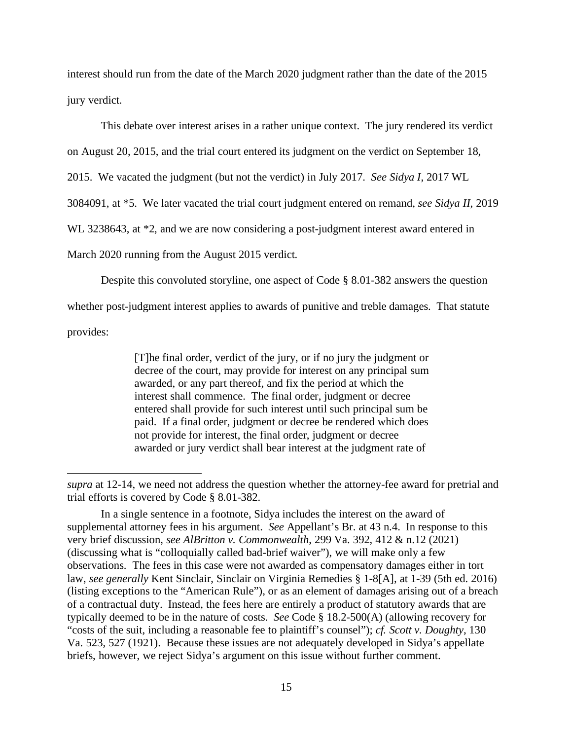interest should run from the date of the March 2020 judgment rather than the date of the 2015 jury verdict.

This debate over interest arises in a rather unique context. The jury rendered its verdict on August 20, 2015, and the trial court entered its judgment on the verdict on September 18, 2015. We vacated the judgment (but not the verdict) in July 2017. *See Sidya I*, 2017 WL 3084091, at *5. We later vacated the trial court judgment entered on remand, *see Sidya II*, 2019 WL 3238643, at *2, and we are now considering a post-judgment interest award entered in March 2020 running from the August 2015 verdict.

Despite this convoluted storyline, one aspect of Code § 8.01-382 answers the question whether post-judgment interest applies to awards of punitive and treble damages. That statute provides:

> [T]he final order, verdict of the jury, or if no jury the judgment or decree of the court, may provide for interest on any principal sum awarded, or any part thereof, and fix the period at which the interest shall commence. The final order, judgment or decree entered shall provide for such interest until such principal sum be paid. If a final order, judgment or decree be rendered which does not provide for interest, the final order, judgment or decree awarded or jury verdict shall bear interest at the judgment rate of

---

*supra* at 12-14, we need not address the question whether the attorney-fee award for pretrial and trial efforts is covered by Code § 8.01-382.

In a single sentence in a footnote, Sidya includes the interest on the award of supplemental attorney fees in his argument. *See* Appellant's Br. at 43 n.4. In response to this very brief discussion, *see AlBritton v. Commonwealth*, 299 Va. 392, 412 & n.12 (2021) (discussing what is "colloquially called bad-brief waiver"), we will make only a few observations. The fees in this case were not awarded as compensatory damages either in tort law, *see generally* Kent Sinclair, Sinclair on Virginia Remedies § 1-8[A], at 1-39 (5th ed. 2016) (listing exceptions to the "American Rule"), or as an element of damages arising out of a breach of a contractual duty. Instead, the fees here are entirely a product of statutory awards that are typically deemed to be in the nature of costs. *See* Code § 18.2-500(A) (allowing recovery for "costs of the suit, including a reasonable fee to plaintiff's counsel"); *cf. Scott v. Doughty*, 130 Va. 523, 527 (1921). Because these issues are not adequately developed in Sidya's appellate briefs, however, we reject Sidya's argument on this issue without further comment.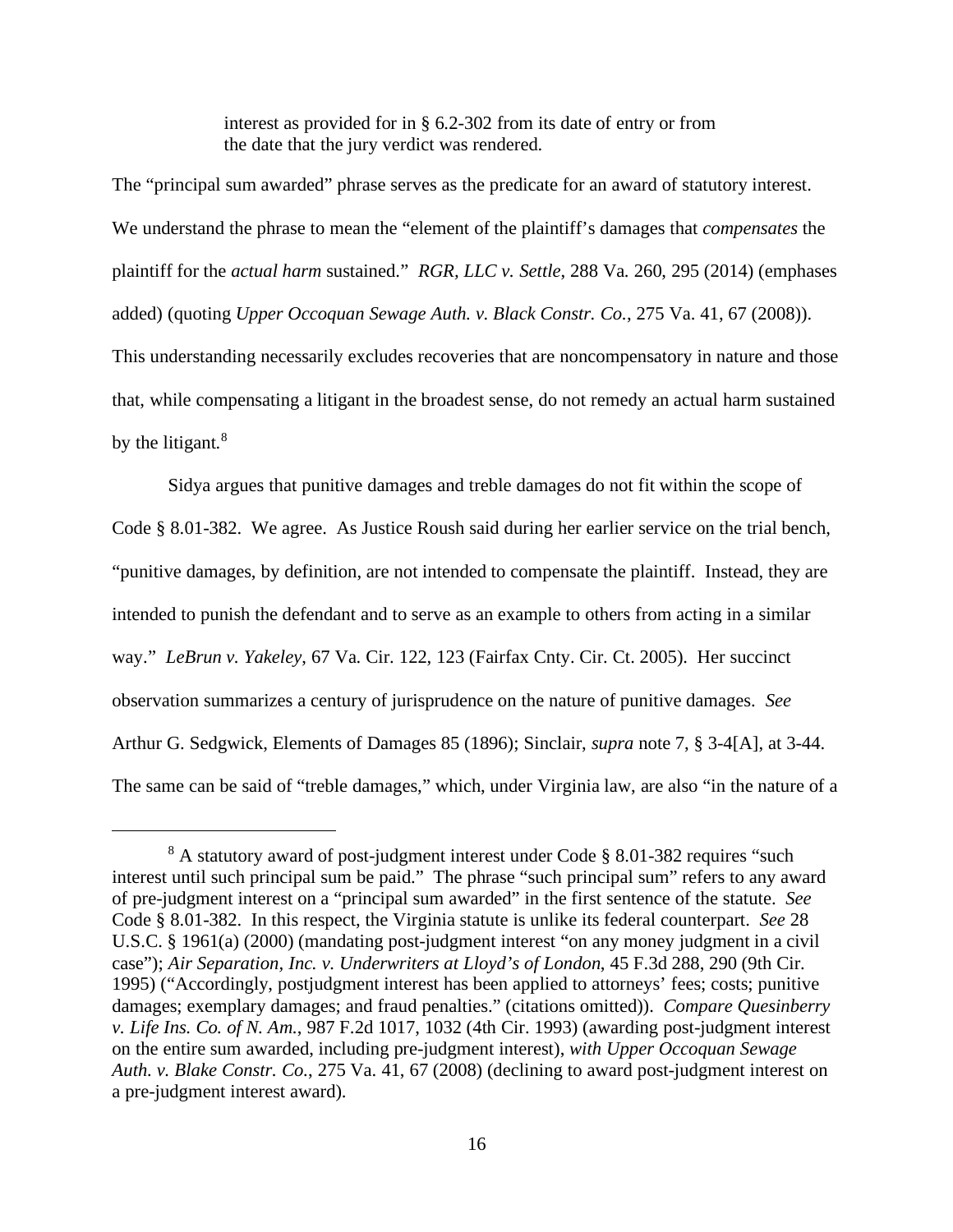> interest as provided for in § 6.2-302 from its date of entry or from the date that the jury verdict was rendered.

The "principal sum awarded" phrase serves as the predicate for an award of statutory interest. We understand the phrase to mean the "element of the plaintiff's damages that *compensates* the plaintiff for the *actual harm* sustained." *RGR, LLC v. Settle*, 288 Va. 260, 295 (2014) (emphases added) (quoting *Upper Occoquan Sewage Auth. v. Black Constr. Co.*, 275 Va. 41, 67 (2008)). This understanding necessarily excludes recoveries that are noncompensatory in nature and those that, while compensating a litigant in the broadest sense, do not remedy an actual harm sustained by the litigant.[8]

Sidya argues that punitive damages and treble damages do not fit within the scope of Code § 8.01-382. We agree. As Justice Roush said during her earlier service on the trial bench, "punitive damages, by definition, are not intended to compensate the plaintiff. Instead, they are intended to punish the defendant and to serve as an example to others from acting in a similar way." *LeBrun v. Yakeley*, 67 Va. Cir. 122, 123 (Fairfax Cnty. Cir. Ct. 2005). Her succinct observation summarizes a century of jurisprudence on the nature of punitive damages. *See* Arthur G. Sedgwick, Elements of Damages 85 (1896); Sinclair, *supra* note 7, § 3-4[A], at 3-44. The same can be said of "treble damages," which, under Virginia law, are also "in the nature of a

---

[8] A statutory award of post-judgment interest under Code § 8.01-382 requires "such interest until such principal sum be paid." The phrase "such principal sum" refers to any award of pre-judgment interest on a "principal sum awarded" in the first sentence of the statute. *See* Code § 8.01-382. In this respect, the Virginia statute is unlike its federal counterpart. *See* 28 U.S.C. § 1961(a) (2000) (mandating post-judgment interest "on any money judgment in a civil case"); *Air Separation, Inc. v. Underwriters at Lloyd's of London*, 45 F.3d 288, 290 (9th Cir. 1995) ("Accordingly, postjudgment interest has been applied to attorneys' fees; costs; punitive damages; exemplary damages; and fraud penalties." (citations omitted)). *Compare Quesinberry v. Life Ins. Co. of N. Am.*, 987 F.2d 1017, 1032 (4th Cir. 1993) (awarding post-judgment interest on the entire sum awarded, including pre-judgment interest), *with Upper Occoquan Sewage Auth. v. Blake Constr. Co.*, 275 Va. 41, 67 (2008) (declining to award post-judgment interest on a pre-judgment interest award).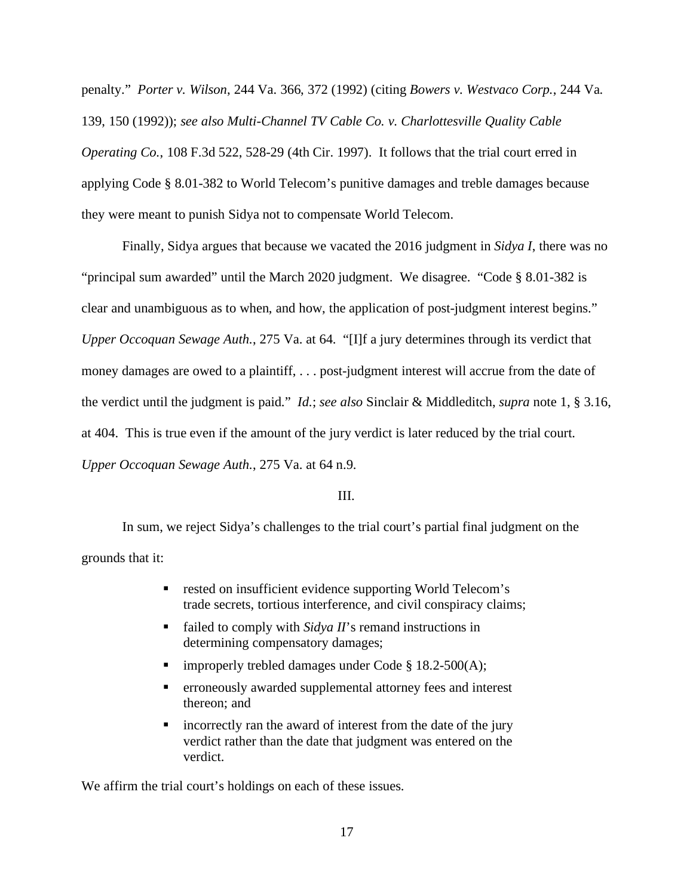penalty." *Porter v. Wilson*, 244 Va. 366, 372 (1992) (citing *Bowers v. Westvaco Corp.*, 244 Va. 139, 150 (1992)); *see also Multi-Channel TV Cable Co. v. Charlottesville Quality Cable Operating Co.*, 108 F.3d 522, 528-29 (4th Cir. 1997). It follows that the trial court erred in applying Code § 8.01-382 to World Telecom's punitive damages and treble damages because they were meant to punish Sidya not to compensate World Telecom.

Finally, Sidya argues that because we vacated the 2016 judgment in *Sidya I*, there was no "principal sum awarded" until the March 2020 judgment. We disagree. "Code § 8.01-382 is clear and unambiguous as to when, and how, the application of post-judgment interest begins." *Upper Occoquan Sewage Auth.*, 275 Va. at 64. "[I]f a jury determines through its verdict that money damages are owed to a plaintiff, . . . post-judgment interest will accrue from the date of the verdict until the judgment is paid." *Id.*; *see also* Sinclair & Middleditch, *supra* note 1, § 3.16, at 404. This is true even if the amount of the jury verdict is later reduced by the trial court. *Upper Occoquan Sewage Auth.*, 275 Va. at 64 n.9.

III.

In sum, we reject Sidya's challenges to the trial court's partial final judgment on the grounds that it:

- rested on insufficient evidence supporting World Telecom's trade secrets, tortious interference, and civil conspiracy claims;
- failed to comply with *Sidya II*'s remand instructions in determining compensatory damages;
- improperly trebled damages under Code § 18.2-500(A);
- erroneously awarded supplemental attorney fees and interest thereon; and
- incorrectly ran the award of interest from the date of the jury verdict rather than the date that judgment was entered on the verdict.

We affirm the trial court's holdings on each of these issues.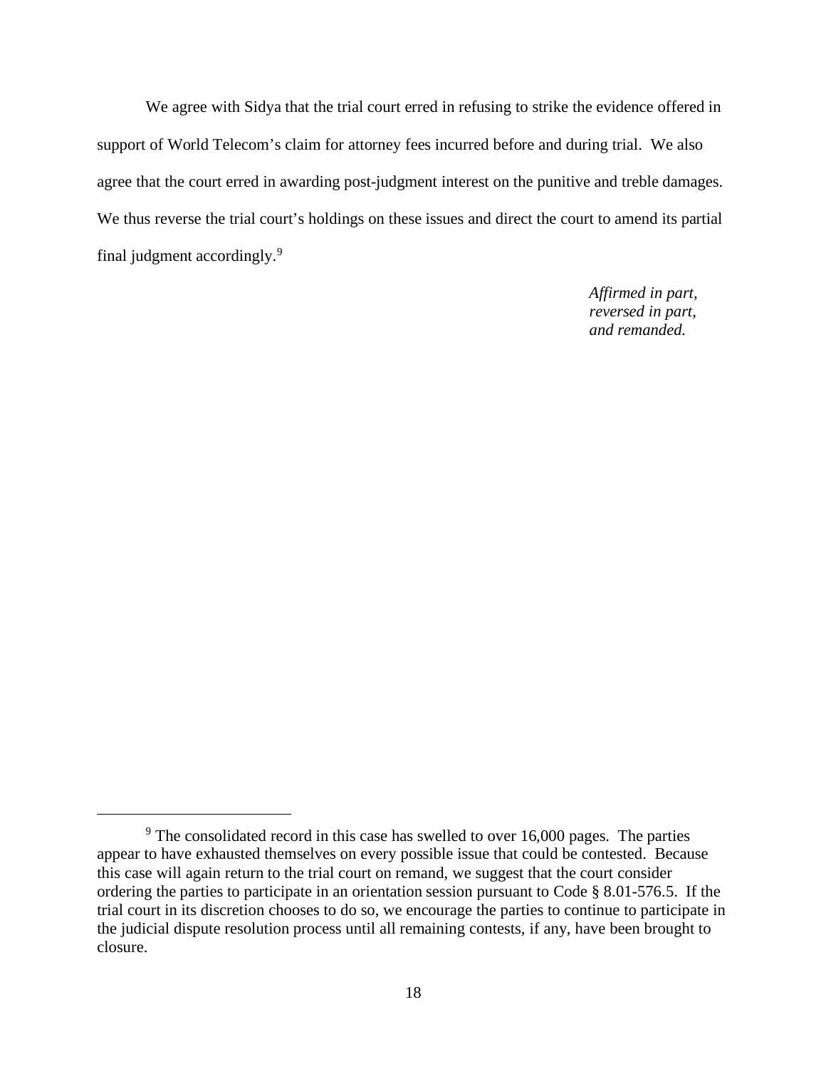We agree with Sidya that the trial court erred in refusing to strike the evidence offered in support of World Telecom's claim for attorney fees incurred before and during trial. We also agree that the court erred in awarding post-judgment interest on the punitive and treble damages. We thus reverse the trial court's holdings on these issues and direct the court to amend its partial final judgment accordingly.[9]

*Affirmed in part,*
*reversed in part,*
*and remanded.*

---

[9] The consolidated record in this case has swelled to over 16,000 pages. The parties appear to have exhausted themselves on every possible issue that could be contested. Because this case will again return to the trial court on remand, we suggest that the court consider ordering the parties to participate in an orientation session pursuant to Code § 8.01-576.5. If the trial court in its discretion chooses to do so, we encourage the parties to continue to participate in the judicial dispute resolution process until all remaining contests, if any, have been brought to closure.